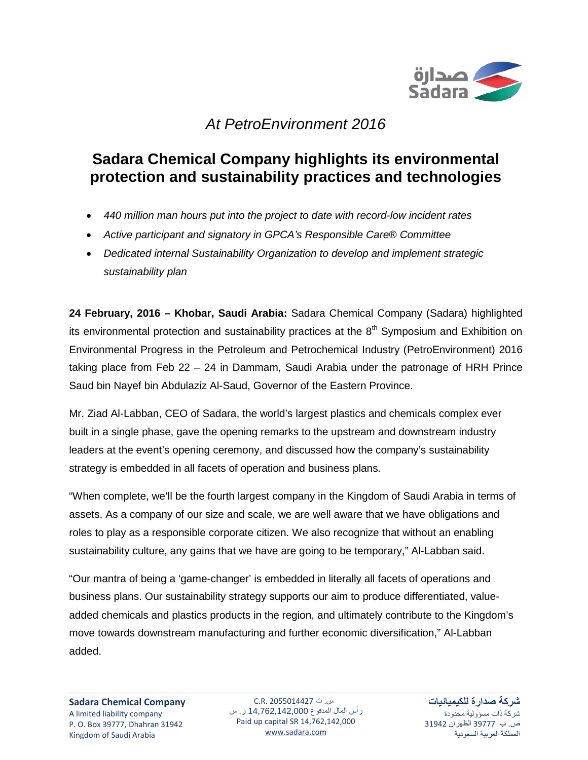*At PetroEnvironment 2016*

# Sadara Chemical Company highlights its environmental protection and sustainability practices and technologies

- *440 million man hours put into the project to date with record-low incident rates*
- *Active participant and signatory in GPCA's Responsible Care® Committee*
- *Dedicated internal Sustainability Organization to develop and implement strategic sustainability plan*

**24 February, 2016 – Khobar, Saudi Arabia:** Sadara Chemical Company (Sadara) highlighted its environmental protection and sustainability practices at the 8th Symposium and Exhibition on Environmental Progress in the Petroleum and Petrochemical Industry (PetroEnvironment) 2016 taking place from Feb 22 – 24 in Dammam, Saudi Arabia under the patronage of HRH Prince Saud bin Nayef bin Abdulaziz Al-Saud, Governor of the Eastern Province.

Mr. Ziad Al-Labban, CEO of Sadara, the world's largest plastics and chemicals complex ever built in a single phase, gave the opening remarks to the upstream and downstream industry leaders at the event's opening ceremony, and discussed how the company's sustainability strategy is embedded in all facets of operation and business plans.

"When complete, we'll be the fourth largest company in the Kingdom of Saudi Arabia in terms of assets. As a company of our size and scale, we are well aware that we have obligations and roles to play as a responsible corporate citizen. We also recognize that without an enabling sustainability culture, any gains that we have are going to be temporary," Al-Labban said.

"Our mantra of being a 'game-changer' is embedded in literally all facets of operations and business plans. Our sustainability strategy supports our aim to produce differentiated, value-added chemicals and plastics products in the region, and ultimately contribute to the Kingdom's move towards downstream manufacturing and further economic diversification," Al-Labban added.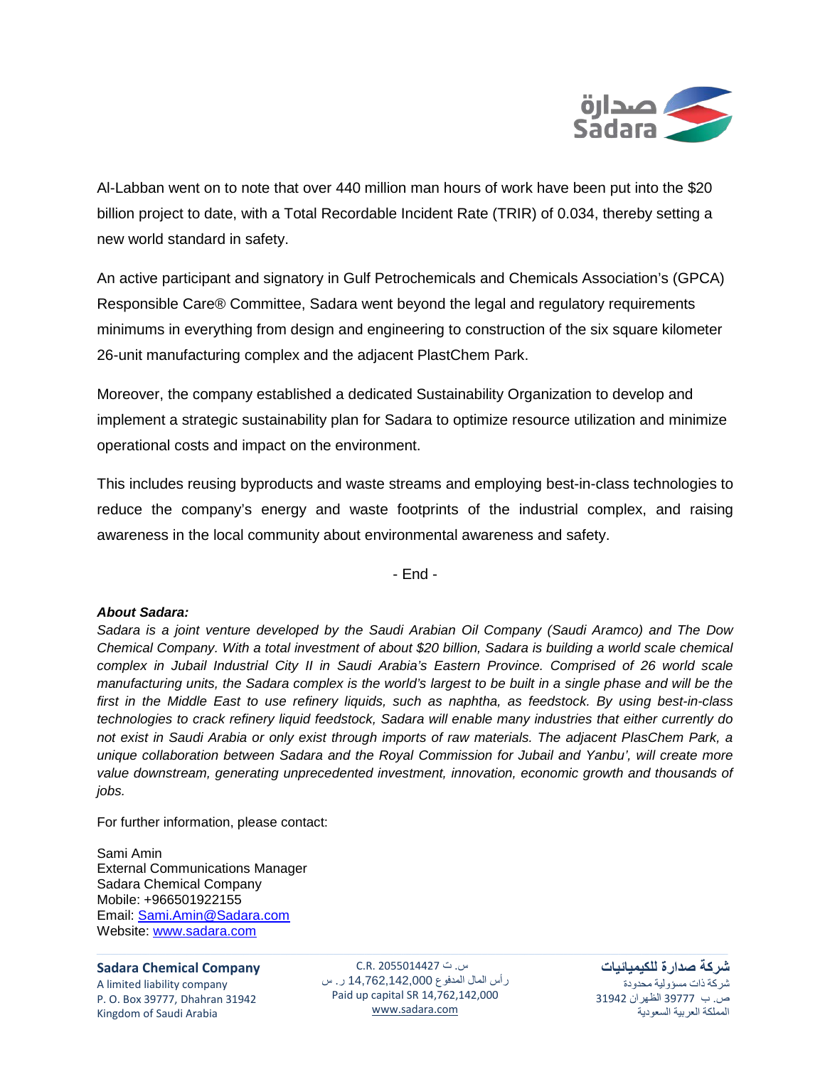Al-Labban went on to note that over 440 million man hours of work have been put into the $20 billion project to date, with a Total Recordable Incident Rate (TRIR) of 0.034, thereby setting a new world standard in safety.

An active participant and signatory in Gulf Petrochemicals and Chemicals Association's (GPCA) Responsible Care® Committee, Sadara went beyond the legal and regulatory requirements minimums in everything from design and engineering to construction of the six square kilometer 26-unit manufacturing complex and the adjacent PlastChem Park.

Moreover, the company established a dedicated Sustainability Organization to develop and implement a strategic sustainability plan for Sadara to optimize resource utilization and minimize operational costs and impact on the environment.

This includes reusing byproducts and waste streams and employing best-in-class technologies to reduce the company's energy and waste footprints of the industrial complex, and raising awareness in the local community about environmental awareness and safety.

- End -

***About Sadara:***

*Sadara is a joint venture developed by the Saudi Arabian Oil Company (Saudi Aramco) and The Dow Chemical Company. With a total investment of about $20 billion, Sadara is building a world scale chemical complex in Jubail Industrial City II in Saudi Arabia's Eastern Province. Comprised of 26 world scale manufacturing units, the Sadara complex is the world's largest to be built in a single phase and will be the first in the Middle East to use refinery liquids, such as naphtha, as feedstock. By using best-in-class technologies to crack refinery liquid feedstock, Sadara will enable many industries that either currently do not exist in Saudi Arabia or only exist through imports of raw materials. The adjacent PlasChem Park, a unique collaboration between Sadara and the Royal Commission for Jubail and Yanbu', will create more value downstream, generating unprecedented investment, innovation, economic growth and thousands of jobs.*

For further information, please contact:

Sami Amin
External Communications Manager
Sadara Chemical Company
Mobile: +966501922155
Email: Sami.Amin@Sadara.com
Website: www.sadara.com

**Sadara Chemical Company**
A limited liability company
P. O. Box 39777, Dhahran 31942
Kingdom of Saudi Arabia

س. ت C.R. 2055014427
رأس المال المدفوع 14,762,142,000 ر. س
Paid up capital SR 14,762,142,000
www.sadara.com

**شركة صدارة للكيميائيات**
شركة ذات مسؤولية محدودة
ص. ب 39777 الظهران 31942
المملكة العربية السعودية